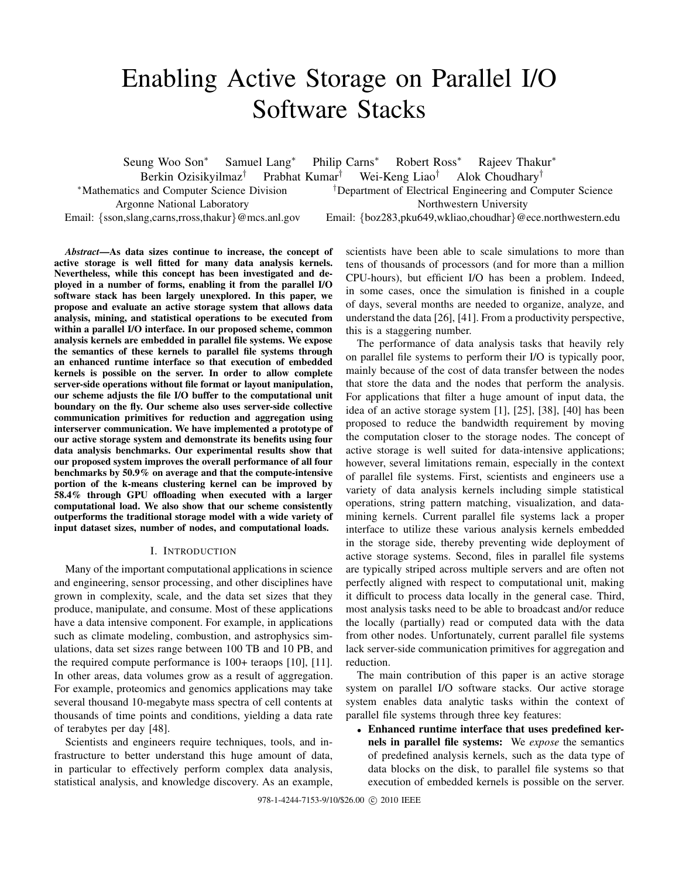# Enabling Active Storage on Parallel I/O Software Stacks

Seung Woo Son* Samuel Lang* Philip Carns* Robert Ross* Rajeev Thakur*
Berkin Ozisikyilmaz† Prabhat Kumar† Wei-Keng Liao† Alok Choudhary†

*Mathematics and Computer Science Division, Argonne National Laboratory
Email: {sson,slang,carns,rross,thakur}@mcs.anl.gov

†Department of Electrical Engineering and Computer Science, Northwestern University
Email: {boz283,pku649,wkliao,choudhar}@ece.northwestern.edu

***Abstract*—As data sizes continue to increase, the concept of active storage is well fitted for many data analysis kernels. Nevertheless, while this concept has been investigated and deployed in a number of forms, enabling it from the parallel I/O software stack has been largely unexplored. In this paper, we propose and evaluate an active storage system that allows data analysis, mining, and statistical operations to be executed from within a parallel I/O interface. In our proposed scheme, common analysis kernels are embedded in parallel file systems. We expose the semantics of these kernels to parallel file systems through an enhanced runtime interface so that execution of embedded kernels is possible on the server. In order to allow complete server-side operations without file format or layout manipulation, our scheme adjusts the file I/O buffer to the computational unit boundary on the fly. Our scheme also uses server-side collective communication primitives for reduction and aggregation using interserver communication. We have implemented a prototype of our active storage system and demonstrate its benefits using four data analysis benchmarks. Our experimental results show that our proposed system improves the overall performance of all four benchmarks by 50.9% on average and that the compute-intensive portion of the k-means clustering kernel can be improved by 58.4% through GPU offloading when executed with a larger computational load. We also show that our scheme consistently outperforms the traditional storage model with a wide variety of input dataset sizes, number of nodes, and computational loads.**

## I. Introduction

Many of the important computational applications in science and engineering, sensor processing, and other disciplines have grown in complexity, scale, and the data set sizes that they produce, manipulate, and consume. Most of these applications have a data intensive component. For example, in applications such as climate modeling, combustion, and astrophysics simulations, data set sizes range between 100 TB and 10 PB, and the required compute performance is 100+ teraops [10], [11]. In other areas, data volumes grow as a result of aggregation. For example, proteomics and genomics applications may take several thousand 10-megabyte mass spectra of cell contents at thousands of time points and conditions, yielding a data rate of terabytes per day [48].

Scientists and engineers require techniques, tools, and infrastructure to better understand this huge amount of data, in particular to effectively perform complex data analysis, statistical analysis, and knowledge discovery. As an example, scientists have been able to scale simulations to more than tens of thousands of processors (and for more than a million CPU-hours), but efficient I/O has been a problem. Indeed, in some cases, once the simulation is finished in a couple of days, several months are needed to organize, analyze, and understand the data [26], [41]. From a productivity perspective, this is a staggering number.

The performance of data analysis tasks that heavily rely on parallel file systems to perform their I/O is typically poor, mainly because of the cost of data transfer between the nodes that store the data and the nodes that perform the analysis. For applications that filter a huge amount of input data, the idea of an active storage system [1], [25], [38], [40] has been proposed to reduce the bandwidth requirement by moving the computation closer to the storage nodes. The concept of active storage is well suited for data-intensive applications; however, several limitations remain, especially in the context of parallel file systems. First, scientists and engineers use a variety of data analysis kernels including simple statistical operations, string pattern matching, visualization, and data-mining kernels. Current parallel file systems lack a proper interface to utilize these various analysis kernels embedded in the storage side, thereby preventing wide deployment of active storage systems. Second, files in parallel file systems are typically striped across multiple servers and are often not perfectly aligned with respect to computational unit, making it difficult to process data locally in the general case. Third, most analysis tasks need to be able to broadcast and/or reduce the locally (partially) read or computed data with the data from other nodes. Unfortunately, current parallel file systems lack server-side communication primitives for aggregation and reduction.

The main contribution of this paper is an active storage system on parallel I/O software stacks. Our active storage system enables data analytic tasks within the context of parallel file systems through three key features:

- **Enhanced runtime interface that uses predefined kernels in parallel file systems:** We *expose* the semantics of predefined analysis kernels, such as the data type of data blocks on the disk, to parallel file systems so that execution of embedded kernels is possible on the server.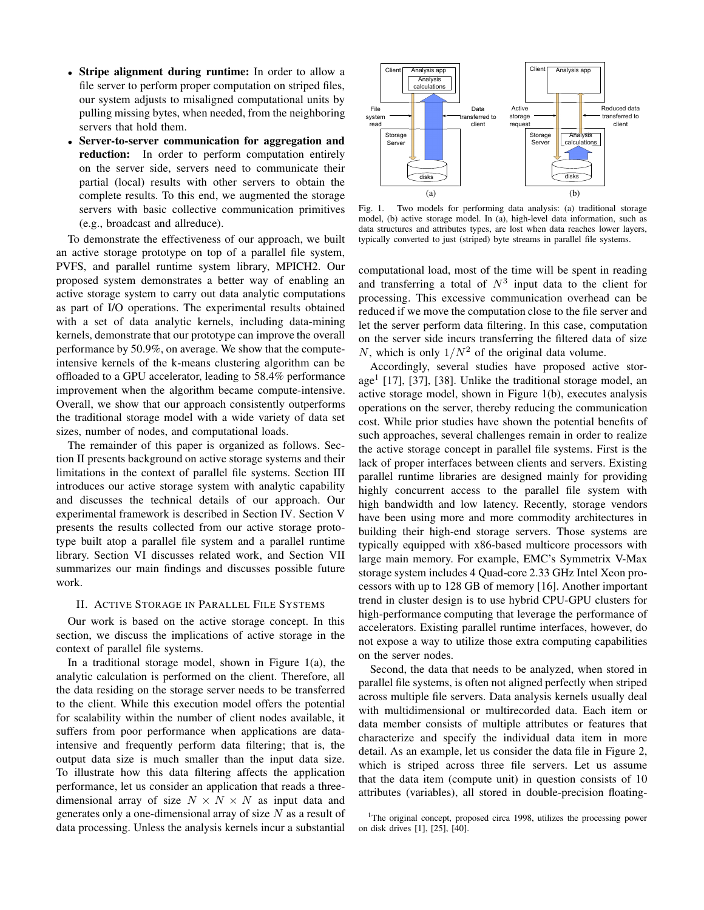- **Stripe alignment during runtime:** In order to allow a file server to perform proper computation on striped files, our system adjusts to misaligned computational units by pulling missing bytes, when needed, from the neighboring servers that hold them.
- **Server-to-server communication for aggregation and reduction:** In order to perform computation entirely on the server side, servers need to communicate their partial (local) results with other servers to obtain the complete results. To this end, we augmented the storage servers with basic collective communication primitives (e.g., broadcast and allreduce).

To demonstrate the effectiveness of our approach, we built an active storage prototype on top of a parallel file system, PVFS, and parallel runtime system library, MPICH2. Our proposed system demonstrates a better way of enabling an active storage system to carry out data analytic computations as part of I/O operations. The experimental results obtained with a set of data analytic kernels, including data-mining kernels, demonstrate that our prototype can improve the overall performance by 50.9%, on average. We show that the compute-intensive kernels of the k-means clustering algorithm can be offloaded to a GPU accelerator, leading to 58.4% performance improvement when the algorithm became compute-intensive. Overall, we show that our approach consistently outperforms the traditional storage model with a wide variety of data set sizes, number of nodes, and computational loads.

The remainder of this paper is organized as follows. Section II presents background on active storage systems and their limitations in the context of parallel file systems. Section III introduces our active storage system with analytic capability and discusses the technical details of our approach. Our experimental framework is described in Section IV. Section V presents the results collected from our active storage prototype built atop a parallel file system and a parallel runtime library. Section VI discusses related work, and Section VII summarizes our main findings and discusses possible future work.

## II. Active Storage in Parallel File Systems

Our work is based on the active storage concept. In this section, we discuss the implications of active storage in the context of parallel file systems.

In a traditional storage model, shown in Figure 1(a), the analytic calculation is performed on the client. Therefore, all the data residing on the storage server needs to be transferred to the client. While this execution model offers the potential for scalability within the number of client nodes available, it suffers from poor performance when applications are data-intensive and frequently perform data filtering; that is, the output data size is much smaller than the input data size. To illustrate how this data filtering affects the application performance, let us consider an application that reads a three-dimensional array of size $N \times N \times N$ as input data and generates only a one-dimensional array of size $N$ as a result of data processing. Unless the analysis kernels incur a substantial computational load, most of the time will be spent in reading and transferring a total of $N^3$ input data to the client for processing. This excessive communication overhead can be reduced if we move the computation close to the file server and let the server perform data filtering. In this case, computation on the server side incurs transferring the filtered data of size $N$, which is only $1/N^2$ of the original data volume.

Fig. 1. Two models for performing data analysis: (a) traditional storage model, (b) active storage model. In (a), high-level data information, such as data structures and attributes types, are lost when data reaches lower layers, typically converted to just (striped) byte streams in parallel file systems.

Accordingly, several studies have proposed active storage[1] [17], [37], [38]. Unlike the traditional storage model, an active storage model, shown in Figure 1(b), executes analysis operations on the server, thereby reducing the communication cost. While prior studies have shown the potential benefits of such approaches, several challenges remain in order to realize the active storage concept in parallel file systems. First is the lack of proper interfaces between clients and servers. Existing parallel runtime libraries are designed mainly for providing highly concurrent access to the parallel file system with high bandwidth and low latency. Recently, storage vendors have been using more and more commodity architectures in building their high-end storage servers. Those systems are typically equipped with x86-based multicore processors with large main memory. For example, EMC's Symmetrix V-Max storage system includes 4 Quad-core 2.33 GHz Intel Xeon processors with up to 128 GB of memory [16]. Another important trend in cluster design is to use hybrid CPU-GPU clusters for high-performance computing that leverage the performance of accelerators. Existing parallel runtime interfaces, however, do not expose a way to utilize those extra computing capabilities on the server nodes.

Second, the data that needs to be analyzed, when stored in parallel file systems, is often not aligned perfectly when striped across multiple file servers. Data analysis kernels usually deal with multidimensional or multirecorded data. Each item or data member consists of multiple attributes or features that characterize and specify the individual data item in more detail. As an example, let us consider the data file in Figure 2, which is striped across three file servers. Let us assume that the data item (compute unit) in question consists of 10 attributes (variables), all stored in double-precision floating-

[1] The original concept, proposed circa 1998, utilizes the processing power on disk drives [1], [25], [40].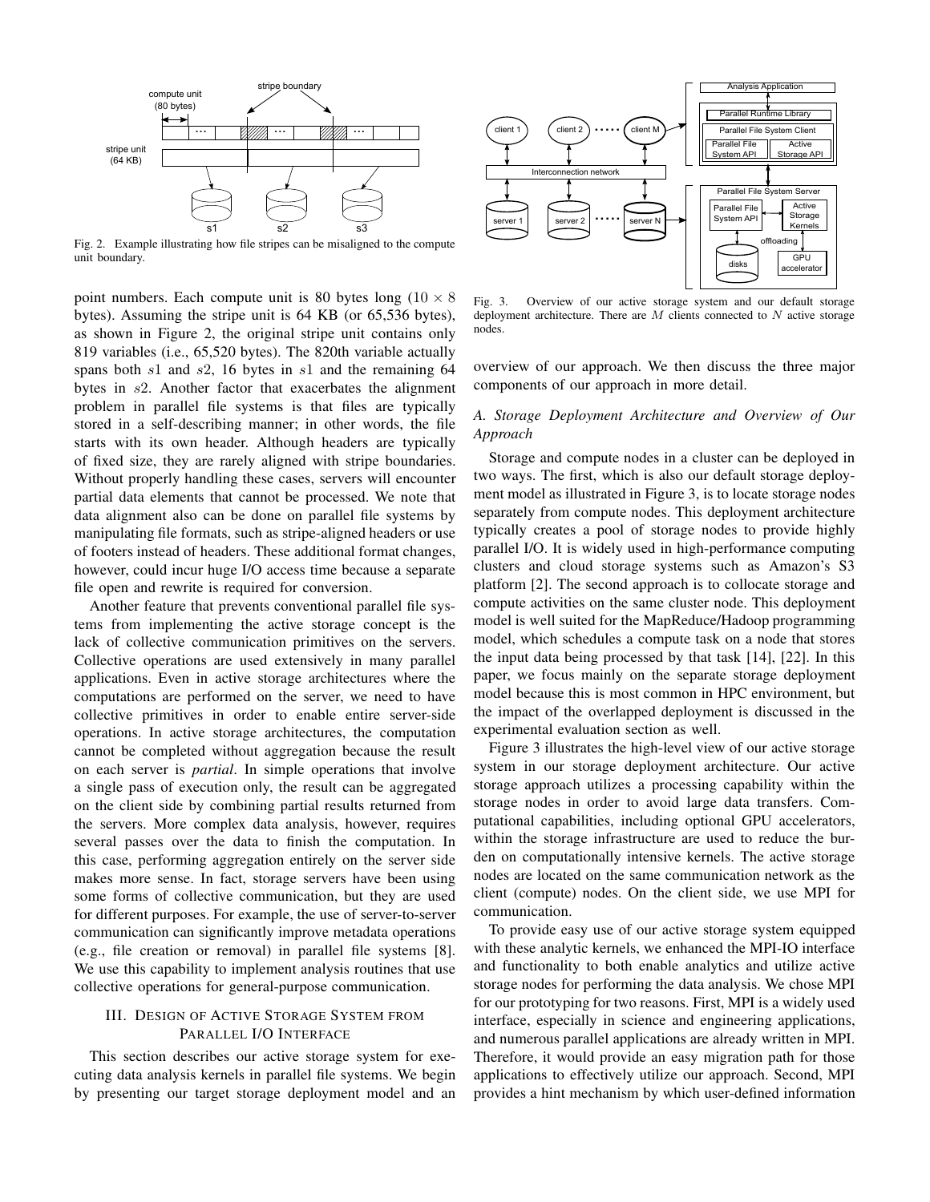Fig. 2. Example illustrating how file stripes can be misaligned to the compute unit boundary.

point numbers. Each compute unit is 80 bytes long ($10 \times 8$ bytes). Assuming the stripe unit is 64 KB (or 65,536 bytes), as shown in Figure 2, the original stripe unit contains only 819 variables (i.e., 65,520 bytes). The 820th variable actually spans both $s1$ and $s2$, 16 bytes in $s1$ and the remaining 64 bytes in $s2$. Another factor that exacerbates the alignment problem in parallel file systems is that files are typically stored in a self-describing manner; in other words, the file starts with its own header. Although headers are typically of fixed size, they are rarely aligned with stripe boundaries. Without properly handling these cases, servers will encounter partial data elements that cannot be processed. We note that data alignment also can be done on parallel file systems by manipulating file formats, such as stripe-aligned headers or use of footers instead of headers. These additional format changes, however, could incur huge I/O access time because a separate file open and rewrite is required for conversion.

Another feature that prevents conventional parallel file systems from implementing the active storage concept is the lack of collective communication primitives on the servers. Collective operations are used extensively in many parallel applications. Even in active storage architectures where the computations are performed on the server, we need to have collective primitives in order to enable entire server-side operations. In active storage architectures, the computation cannot be completed without aggregation because the result on each server is *partial*. In simple operations that involve a single pass of execution only, the result can be aggregated on the client side by combining partial results returned from the servers. More complex data analysis, however, requires several passes over the data to finish the computation. In this case, performing aggregation entirely on the server side makes more sense. In fact, storage servers have been using some forms of collective communication, but they are used for different purposes. For example, the use of server-to-server communication can significantly improve metadata operations (e.g., file creation or removal) in parallel file systems [8]. We use this capability to implement analysis routines that use collective operations for general-purpose communication.

## III. Design of Active Storage System from Parallel I/O Interface

This section describes our active storage system for executing data analysis kernels in parallel file systems. We begin by presenting our target storage deployment model and an overview of our approach. We then discuss the three major components of our approach in more detail.

Fig. 3. Overview of our active storage system and our default storage deployment architecture. There are $M$ clients connected to $N$ active storage nodes.

### A. Storage Deployment Architecture and Overview of Our Approach

Storage and compute nodes in a cluster can be deployed in two ways. The first, which is also our default storage deployment model as illustrated in Figure 3, is to locate storage nodes separately from compute nodes. This deployment architecture typically creates a pool of storage nodes to provide highly parallel I/O. It is widely used in high-performance computing clusters and cloud storage systems such as Amazon's S3 platform [2]. The second approach is to collocate storage and compute activities on the same cluster node. This deployment model is well suited for the MapReduce/Hadoop programming model, which schedules a compute task on a node that stores the input data being processed by that task [14], [22]. In this paper, we focus mainly on the separate storage deployment model because this is most common in HPC environment, but the impact of the overlapped deployment is discussed in the experimental evaluation section as well.

Figure 3 illustrates the high-level view of our active storage system in our storage deployment architecture. Our active storage approach utilizes a processing capability within the storage nodes in order to avoid large data transfers. Computational capabilities, including optional GPU accelerators, within the storage infrastructure are used to reduce the burden on computationally intensive kernels. The active storage nodes are located on the same communication network as the client (compute) nodes. On the client side, we use MPI for communication.

To provide easy use of our active storage system equipped with these analytic kernels, we enhanced the MPI-IO interface and functionality to both enable analytics and utilize active storage nodes for performing the data analysis. We chose MPI for our prototyping for two reasons. First, MPI is a widely used interface, especially in science and engineering applications, and numerous parallel applications are already written in MPI. Therefore, it would provide an easy migration path for those applications to effectively utilize our approach. Second, MPI provides a hint mechanism by which user-defined information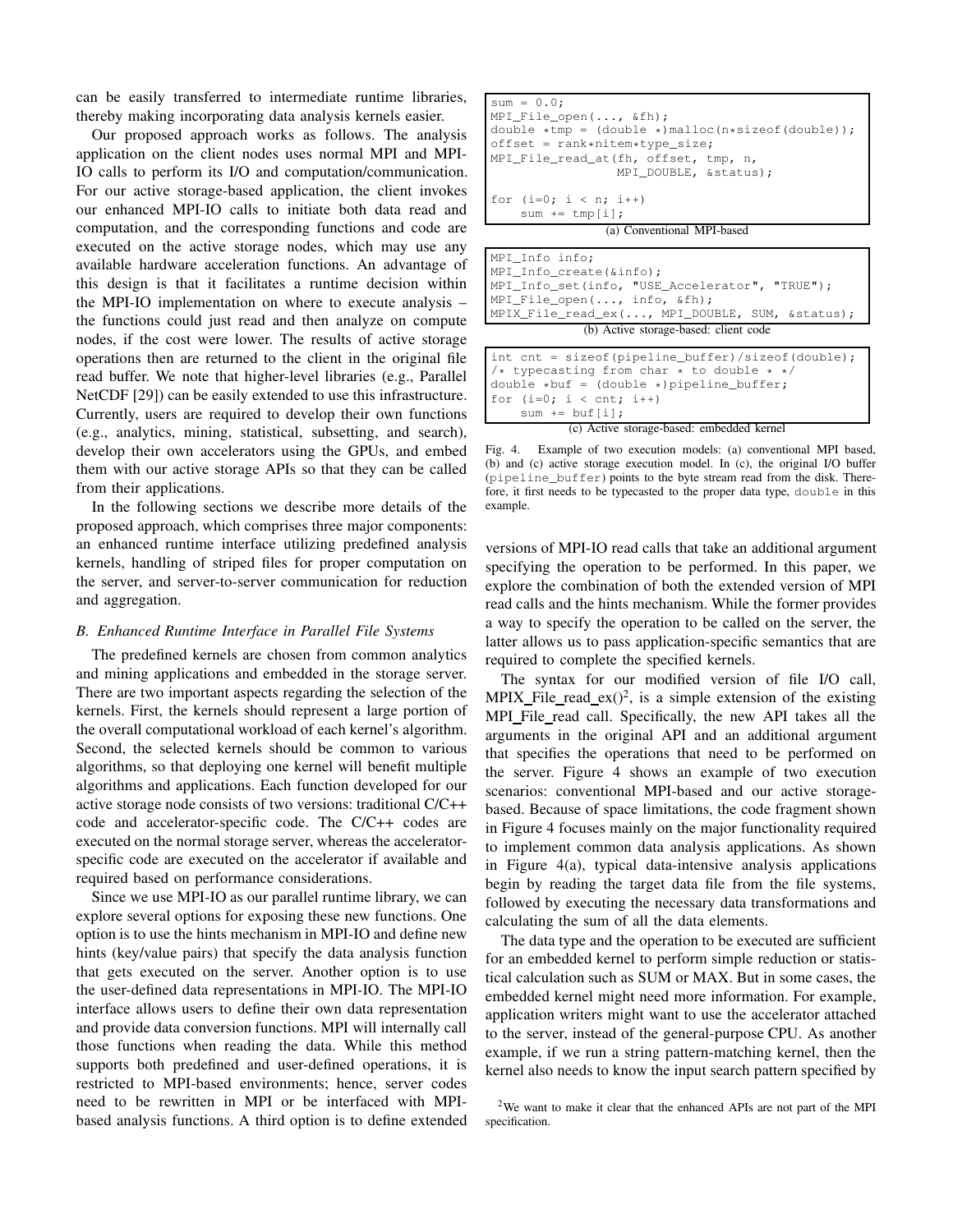can be easily transferred to intermediate runtime libraries, thereby making incorporating data analysis kernels easier.

Our proposed approach works as follows. The analysis application on the client nodes uses normal MPI and MPI-IO calls to perform its I/O and computation/communication. For our active storage-based application, the client invokes our enhanced MPI-IO calls to initiate both data read and computation, and the corresponding functions and code are executed on the active storage nodes, which may use any available hardware acceleration functions. An advantage of this design is that it facilitates a runtime decision within the MPI-IO implementation on where to execute analysis – the functions could just read and then analyze on compute nodes, if the cost were lower. The results of active storage operations then are returned to the client in the original file read buffer. We note that higher-level libraries (e.g., Parallel NetCDF [29]) can be easily extended to use this infrastructure. Currently, users are required to develop their own functions (e.g., analytics, mining, statistical, subsetting, and search), develop their own accelerators using the GPUs, and embed them with our active storage APIs so that they can be called from their applications.

In the following sections we describe more details of the proposed approach, which comprises three major components: an enhanced runtime interface utilizing predefined analysis kernels, handling of striped files for proper computation on the server, and server-to-server communication for reduction and aggregation.

### B. Enhanced Runtime Interface in Parallel File Systems

The predefined kernels are chosen from common analytics and mining applications and embedded in the storage server. There are two important aspects regarding the selection of the kernels. First, the kernels should represent a large portion of the overall computational workload of each kernel's algorithm. Second, the selected kernels should be common to various algorithms, so that deploying one kernel will benefit multiple algorithms and applications. Each function developed for our active storage node consists of two versions: traditional C/C++ code and accelerator-specific code. The C/C++ codes are executed on the normal storage server, whereas the accelerator-specific code are executed on the accelerator if available and required based on performance considerations.

Since we use MPI-IO as our parallel runtime library, we can explore several options for exposing these new functions. One option is to use the hints mechanism in MPI-IO and define new hints (key/value pairs) that specify the data analysis function that gets executed on the server. Another option is to use the user-defined data representations in MPI-IO. The MPI-IO interface allows users to define their own data representation and provide data conversion functions. MPI will internally call those functions when reading the data. While this method supports both predefined and user-defined operations, it is restricted to MPI-based environments; hence, server codes need to be rewritten in MPI or be interfaced with MPI-based analysis functions. A third option is to define extended

```
sum = 0.0;
MPI_File_open(..., &fh);
double *tmp = (double *)malloc(n*sizeof(double));
offset = rank*nitem*type_size;
MPI_File_read_at(fh, offset, tmp, n,
                 MPI_DOUBLE, &status);

for (i=0; i < n; i++)
    sum += tmp[i];
```
(a) Conventional MPI-based

```
MPI_Info info;
MPI_Info_create(&info);
MPI_Info_set(info, "USE_Accelerator", "TRUE");
MPI_File_open(..., info, &fh);
MPIX_File_read_ex(..., MPI_DOUBLE, SUM, &status);
```
(b) Active storage-based: client code

```
int cnt = sizeof(pipeline_buffer)/sizeof(double);
/* typecasting from char * to double * */
double *buf = (double *)pipeline_buffer;
for (i=0; i < cnt; i++)
    sum += buf[i];
```
(c) Active storage-based: embedded kernel

Fig. 4. Example of two execution models: (a) conventional MPI based, (b) and (c) active storage execution model. In (c), the original I/O buffer (pipeline_buffer) points to the byte stream read from the disk. Therefore, it first needs to be typecasted to the proper data type, double in this example.

versions of MPI-IO read calls that take an additional argument specifying the operation to be performed. In this paper, we explore the combination of both the extended version of MPI read calls and the hints mechanism. While the former provides a way to specify the operation to be called on the server, the latter allows us to pass application-specific semantics that are required to complete the specified kernels.

The syntax for our modified version of file I/O call, MPIX_File_read_ex()[2], is a simple extension of the existing MPI_File_read call. Specifically, the new API takes all the arguments in the original API and an additional argument that specifies the operations that need to be performed on the server. Figure 4 shows an example of two execution scenarios: conventional MPI-based and our active storage-based. Because of space limitations, the code fragment shown in Figure 4 focuses mainly on the major functionality required to implement common data analysis applications. As shown in Figure 4(a), typical data-intensive analysis applications begin by reading the target data file from the file systems, followed by executing the necessary data transformations and calculating the sum of all the data elements.

The data type and the operation to be executed are sufficient for an embedded kernel to perform simple reduction or statistical calculation such as SUM or MAX. But in some cases, the embedded kernel might need more information. For example, application writers might want to use the accelerator attached to the server, instead of the general-purpose CPU. As another example, if we run a string pattern-matching kernel, then the kernel also needs to know the input search pattern specified by

[2]We want to make it clear that the enhanced APIs are not part of the MPI specification.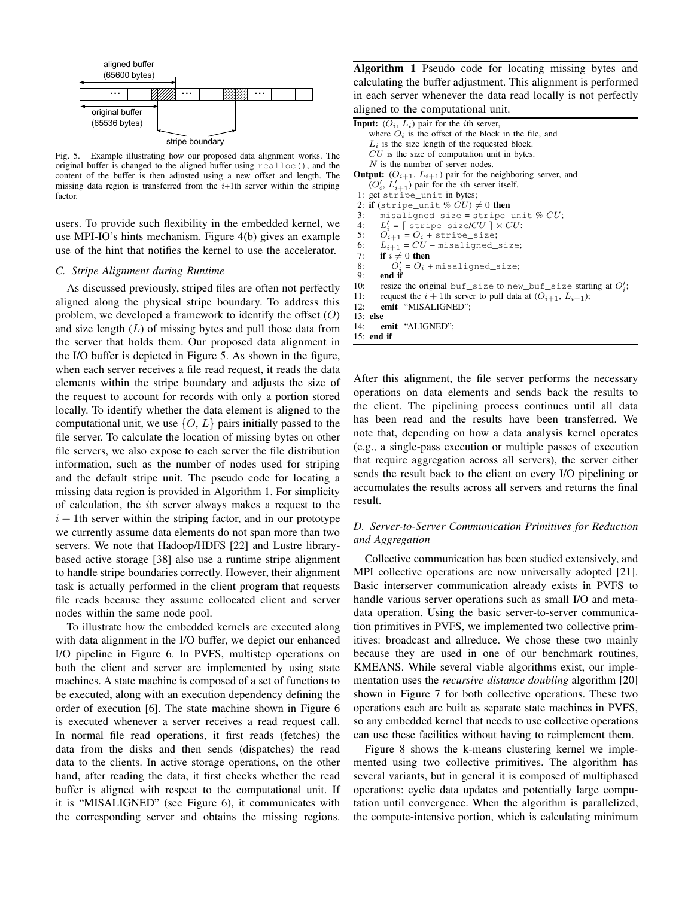Fig. 5. Example illustrating how our proposed data alignment works. The original buffer is changed to the aligned buffer using `realloc()`, and the content of the buffer is then adjusted using a new offset and length. The missing data region is transferred from the $i$+1th server within the striping factor.

users. To provide such flexibility in the embedded kernel, we use MPI-IO's hints mechanism. Figure 4(b) gives an example use of the hint that notifies the kernel to use the accelerator.

### C. Stripe Alignment during Runtime

As discussed previously, striped files are often not perfectly aligned along the physical stripe boundary. To address this problem, we developed a framework to identify the offset ($O$) and size length ($L$) of missing bytes and pull those data from the server that holds them. Our proposed data alignment in the I/O buffer is depicted in Figure 5. As shown in the figure, when each server receives a file read request, it reads the data elements within the stripe boundary and adjusts the size of the request to account for records with only a portion stored locally. To identify whether the data element is aligned to the computational unit, we use $\{O, L\}$ pairs initially passed to the file server. To calculate the location of missing bytes on other file servers, we also expose to each server the file distribution information, such as the number of nodes used for striping and the default stripe unit. The pseudo code for locating a missing data region is provided in Algorithm 1. For simplicity of calculation, the $i$th server always makes a request to the $i+1$th server within the striping factor, and in our prototype we currently assume data elements do not span more than two servers. We note that Hadoop/HDFS [22] and Lustre library-based active storage [38] also use a runtime stripe alignment to handle stripe boundaries correctly. However, their alignment task is actually performed in the client program that requests file reads because they assume collocated client and server nodes within the same node pool.

To illustrate how the embedded kernels are executed along with data alignment in the I/O buffer, we depict our enhanced I/O pipeline in Figure 6. In PVFS, multistep operations on both the client and server are implemented by using state machines. A state machine is composed of a set of functions to be executed, along with an execution dependency defining the order of execution [6]. The state machine shown in Figure 6 is executed whenever a server receives a read request call. In normal file read operations, it first reads (fetches) the data from the disks and then sends (dispatches) the read data to the clients. In active storage operations, on the other hand, after reading the data, it first checks whether the read buffer is aligned with respect to the computational unit. If it is "MISALIGNED" (see Figure 6), it communicates with the corresponding server and obtains the missing regions.

**Algorithm 1** Pseudo code for locating missing bytes and calculating the buffer adjustment. This alignment is performed in each server whenever the data read locally is not perfectly aligned to the computational unit.

**Input:** ($O_i$, $L_i$) pair for the $i$th server,
where $O_i$ is the offset of the block in the file, and
$L_i$ is the size length of the requested block.
$CU$ is the size of computation unit in bytes.
$N$ is the number of server nodes.
**Output:** ($O_{i+1}$, $L_{i+1}$) pair for the neighboring server, and
($O'_i$, $L'_{i+1}$) pair for the $i$th server itself.

```
1: get stripe_unit in bytes;
2: if (stripe_unit % CU) ≠ 0 then
3:     misaligned_size = stripe_unit % CU;
4:     L'_i = ⌈ stripe_size/CU ⌉ × CU;
5:     O_{i+1} = O_i + stripe_size;
6:     L_{i+1} = CU − misaligned_size;
7:     if i ≠ 0 then
8:         O'_i = O_i + misaligned_size;
9:     end if
10:    resize the original buf_size to new_buf_size starting at O'_i;
11:    request the i + 1th server to pull data at (O_{i+1}, L_{i+1});
12:    emit "MISALIGNED";
13: else
14:    emit "ALIGNED";
15: end if
```

After this alignment, the file server performs the necessary operations on data elements and sends back the results to the client. The pipelining process continues until all data has been read and the results have been transferred. We note that, depending on how a data analysis kernel operates (e.g., a single-pass execution or multiple passes of execution that require aggregation across all servers), the server either sends the result back to the client on every I/O pipelining or accumulates the results across all servers and returns the final result.

### D. Server-to-Server Communication Primitives for Reduction and Aggregation

Collective communication has been studied extensively, and MPI collective operations are now universally adopted [21]. Basic interserver communication already exists in PVFS to handle various server operations such as small I/O and metadata operation. Using the basic server-to-server communication primitives in PVFS, we implemented two collective primitives: broadcast and allreduce. We chose these two mainly because they are used in one of our benchmark routines, KMEANS. While several viable algorithms exist, our implementation uses the *recursive distance doubling* algorithm [20] shown in Figure 7 for both collective operations. These two operations each are built as separate state machines in PVFS, so any embedded kernel that needs to use collective operations can use these facilities without having to reimplement them.

Figure 8 shows the k-means clustering kernel we implemented using two collective primitives. The algorithm has several variants, but in general it is composed of multiphased operations: cyclic data updates and potentially large computation until convergence. When the algorithm is parallelized, the compute-intensive portion, which is calculating minimum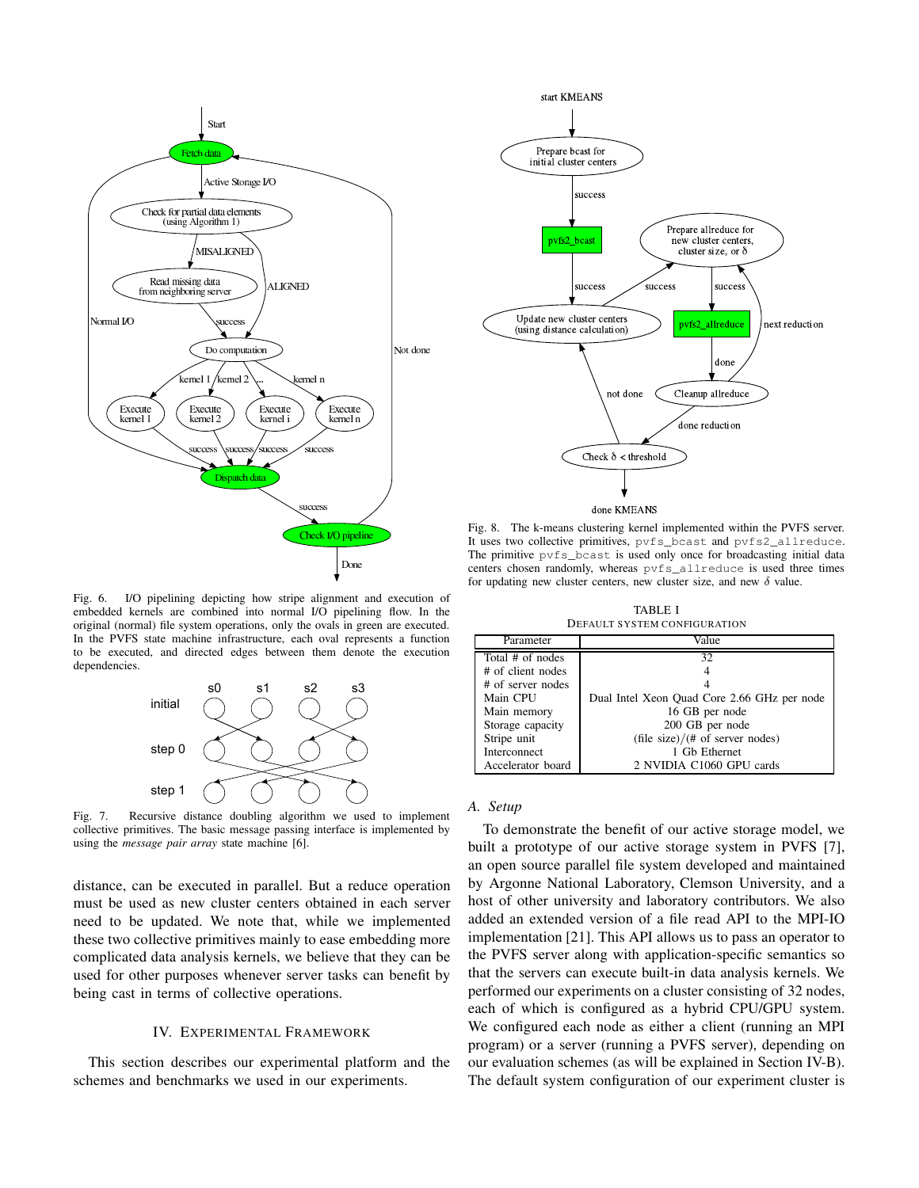Fig. 6. I/O pipelining depicting how stripe alignment and execution of embedded kernels are combined into normal I/O pipelining flow. In the original (normal) file system operations, only the ovals in green are executed. In the PVFS state machine infrastructure, each oval represents a function to be executed, and directed edges between them denote the execution dependencies.

Fig. 7. Recursive distance doubling algorithm we used to implement collective primitives. The basic message passing interface is implemented by using the *message pair array* state machine [6].

distance, can be executed in parallel. But a reduce operation must be used as new cluster centers obtained in each server need to be updated. We note that, while we implemented these two collective primitives mainly to ease embedding more complicated data analysis kernels, we believe that they can be used for other purposes whenever server tasks can benefit by being cast in terms of collective operations.

## IV. Experimental Framework

This section describes our experimental platform and the schemes and benchmarks we used in our experiments.

Fig. 8. The k-means clustering kernel implemented within the PVFS server. It uses two collective primitives, `pvfs_bcast` and `pvfs2_allreduce`. The primitive `pvfs_bcast` is used only once for broadcasting initial data centers chosen randomly, whereas `pvfs_allreduce` is used three times for updating new cluster centers, new cluster size, and new $\delta$ value.

TABLE I
DEFAULT SYSTEM CONFIGURATION

| Parameter | Value |
|---|---|
| Total # of nodes | 32 |
| # of client nodes | 4 |
| # of server nodes | 4 |
| Main CPU | Dual Intel Xeon Quad Core 2.66 GHz per node |
| Main memory | 16 GB per node |
| Storage capacity | 200 GB per node |
| Stripe unit | (file size)/(# of server nodes) |
| Interconnect | 1 Gb Ethernet |
| Accelerator board | 2 NVIDIA C1060 GPU cards |

### A. Setup

To demonstrate the benefit of our active storage model, we built a prototype of our active storage system in PVFS [7], an open source parallel file system developed and maintained by Argonne National Laboratory, Clemson University, and a host of other university and laboratory contributors. We also added an extended version of a file read API to the MPI-IO implementation [21]. This API allows us to pass an operator to the PVFS server along with application-specific semantics so that the servers can execute built-in data analysis kernels. We performed our experiments on a cluster consisting of 32 nodes, each of which is configured as a hybrid CPU/GPU system. We configured each node as either a client (running an MPI program) or a server (running a PVFS server), depending on our evaluation schemes (as will be explained in Section IV-B). The default system configuration of our experiment cluster is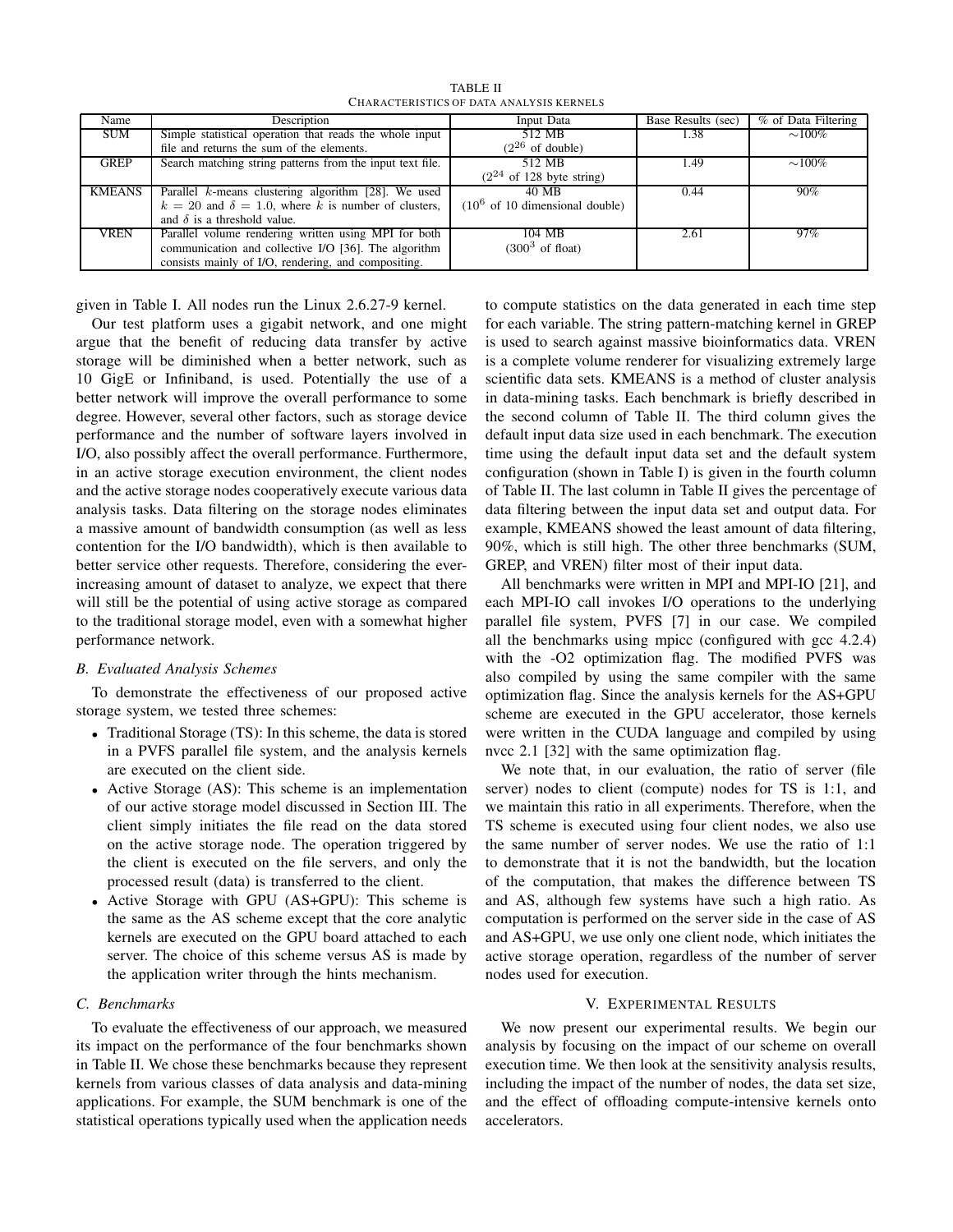TABLE II
CHARACTERISTICS OF DATA ANALYSIS KERNELS

| Name | Description | Input Data | Base Results (sec) | % of Data Filtering |
|---|---|---|---|---|
| SUM | Simple statistical operation that reads the whole input file and returns the sum of the elements. | 512 MB ($2^{26}$ of double) | 1.38 | $\sim$100% |
| GREP | Search matching string patterns from the input text file. | 512 MB ($2^{24}$ of 128 byte string) | 1.49 | $\sim$100% |
| KMEANS | Parallel $k$-means clustering algorithm [28]. We used $k = 20$ and $\delta = 1.0$, where $k$ is number of clusters, and $\delta$ is a threshold value. | 40 MB ($10^6$ of 10 dimensional double) | 0.44 | 90% |
| VREN | Parallel volume rendering written using MPI for both communication and collective I/O [36]. The algorithm consists mainly of I/O, rendering, and compositing. | 104 MB ($300^3$ of float) | 2.61 | 97% |

given in Table I. All nodes run the Linux 2.6.27-9 kernel.

Our test platform uses a gigabit network, and one might argue that the benefit of reducing data transfer by active storage will be diminished when a better network, such as 10 GigE or Infiniband, is used. Potentially the use of a better network will improve the overall performance to some degree. However, several other factors, such as storage device performance and the number of software layers involved in I/O, also possibly affect the overall performance. Furthermore, in an active storage execution environment, the client nodes and the active storage nodes cooperatively execute various data analysis tasks. Data filtering on the storage nodes eliminates a massive amount of bandwidth consumption (as well as less contention for the I/O bandwidth), which is then available to better service other requests. Therefore, considering the ever-increasing amount of dataset to analyze, we expect that there will still be the potential of using active storage as compared to the traditional storage model, even with a somewhat higher performance network.

### B. Evaluated Analysis Schemes

To demonstrate the effectiveness of our proposed active storage system, we tested three schemes:

- Traditional Storage (TS): In this scheme, the data is stored in a PVFS parallel file system, and the analysis kernels are executed on the client side.
- Active Storage (AS): This scheme is an implementation of our active storage model discussed in Section III. The client simply initiates the file read on the data stored on the active storage node. The operation triggered by the client is executed on the file servers, and only the processed result (data) is transferred to the client.
- Active Storage with GPU (AS+GPU): This scheme is the same as the AS scheme except that the core analytic kernels are executed on the GPU board attached to each server. The choice of this scheme versus AS is made by the application writer through the hints mechanism.

### C. Benchmarks

To evaluate the effectiveness of our approach, we measured its impact on the performance of the four benchmarks shown in Table II. We chose these benchmarks because they represent kernels from various classes of data analysis and data-mining applications. For example, the SUM benchmark is one of the statistical operations typically used when the application needs to compute statistics on the data generated in each time step for each variable. The string pattern-matching kernel in GREP is used to search against massive bioinformatics data. VREN is a complete volume renderer for visualizing extremely large scientific data sets. KMEANS is a method of cluster analysis in data-mining tasks. Each benchmark is briefly described in the second column of Table II. The third column gives the default input data size used in each benchmark. The execution time using the default input data set and the default system configuration (shown in Table I) is given in the fourth column of Table II. The last column in Table II gives the percentage of data filtering between the input data set and output data. For example, KMEANS showed the least amount of data filtering, 90%, which is still high. The other three benchmarks (SUM, GREP, and VREN) filter most of their input data.

All benchmarks were written in MPI and MPI-IO [21], and each MPI-IO call invokes I/O operations to the underlying parallel file system, PVFS [7] in our case. We compiled all the benchmarks using mpicc (configured with gcc 4.2.4) with the -O2 optimization flag. The modified PVFS was also compiled by using the same compiler with the same optimization flag. Since the analysis kernels for the AS+GPU scheme are executed in the GPU accelerator, those kernels were written in the CUDA language and compiled by using nvcc 2.1 [32] with the same optimization flag.

We note that, in our evaluation, the ratio of server (file server) nodes to client (compute) nodes for TS is 1:1, and we maintain this ratio in all experiments. Therefore, when the TS scheme is executed using four client nodes, we also use the same number of server nodes. We use the ratio of 1:1 to demonstrate that it is not the bandwidth, but the location of the computation, that makes the difference between TS and AS, although few systems have such a high ratio. As computation is performed on the server side in the case of AS and AS+GPU, we use only one client node, which initiates the active storage operation, regardless of the number of server nodes used for execution.

## V. Experimental Results

We now present our experimental results. We begin our analysis by focusing on the impact of our scheme on overall execution time. We then look at the sensitivity analysis results, including the impact of the number of nodes, the data set size, and the effect of offloading compute-intensive kernels onto accelerators.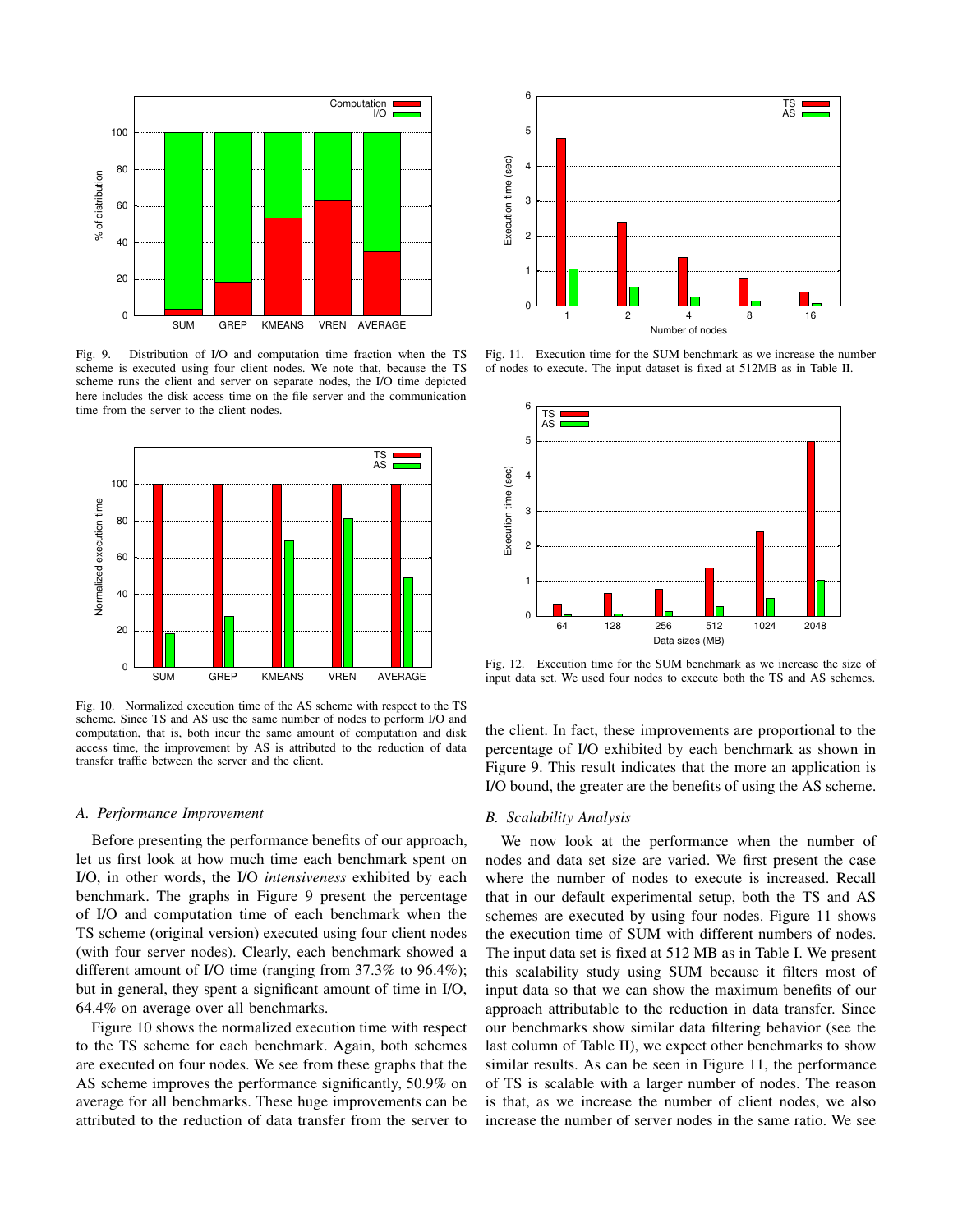Fig. 9. Distribution of I/O and computation time fraction when the TS scheme is executed using four client nodes. We note that, because the TS scheme runs the client and server on separate nodes, the I/O time depicted here includes the disk access time on the file server and the communication time from the server to the client nodes.

Fig. 10. Normalized execution time of the AS scheme with respect to the TS scheme. Since TS and AS use the same number of nodes to perform I/O and computation, that is, both incur the same amount of computation and disk access time, the improvement by AS is attributed to the reduction of data transfer traffic between the server and the client.

Fig. 11. Execution time for the SUM benchmark as we increase the number of nodes to execute. The input dataset is fixed at 512MB as in Table II.

Fig. 12. Execution time for the SUM benchmark as we increase the size of input data set. We used four nodes to execute both the TS and AS schemes.

### *A. Performance Improvement*

Before presenting the performance benefits of our approach, let us first look at how much time each benchmark spent on I/O, in other words, the I/O *intensiveness* exhibited by each benchmark. The graphs in Figure 9 present the percentage of I/O and computation time of each benchmark when the TS scheme (original version) executed using four client nodes (with four server nodes). Clearly, each benchmark showed a different amount of I/O time (ranging from 37.3% to 96.4%); but in general, they spent a significant amount of time in I/O, 64.4% on average over all benchmarks.

Figure 10 shows the normalized execution time with respect to the TS scheme for each benchmark. Again, both schemes are executed on four nodes. We see from these graphs that the AS scheme improves the performance significantly, 50.9% on average for all benchmarks. These huge improvements can be attributed to the reduction of data transfer from the server to the client. In fact, these improvements are proportional to the percentage of I/O exhibited by each benchmark as shown in Figure 9. This result indicates that the more an application is I/O bound, the greater are the benefits of using the AS scheme.

### *B. Scalability Analysis*

We now look at the performance when the number of nodes and data set size are varied. We first present the case where the number of nodes to execute is increased. Recall that in our default experimental setup, both the TS and AS schemes are executed by using four nodes. Figure 11 shows the execution time of SUM with different numbers of nodes. The input data set is fixed at 512 MB as in Table I. We present this scalability study using SUM because it filters most of input data so that we can show the maximum benefits of our approach attributable to the reduction in data transfer. Since our benchmarks show similar data filtering behavior (see the last column of Table II), we expect other benchmarks to show similar results. As can be seen in Figure 11, the performance of TS is scalable with a larger number of nodes. The reason is that, as we increase the number of client nodes, we also increase the number of server nodes in the same ratio. We see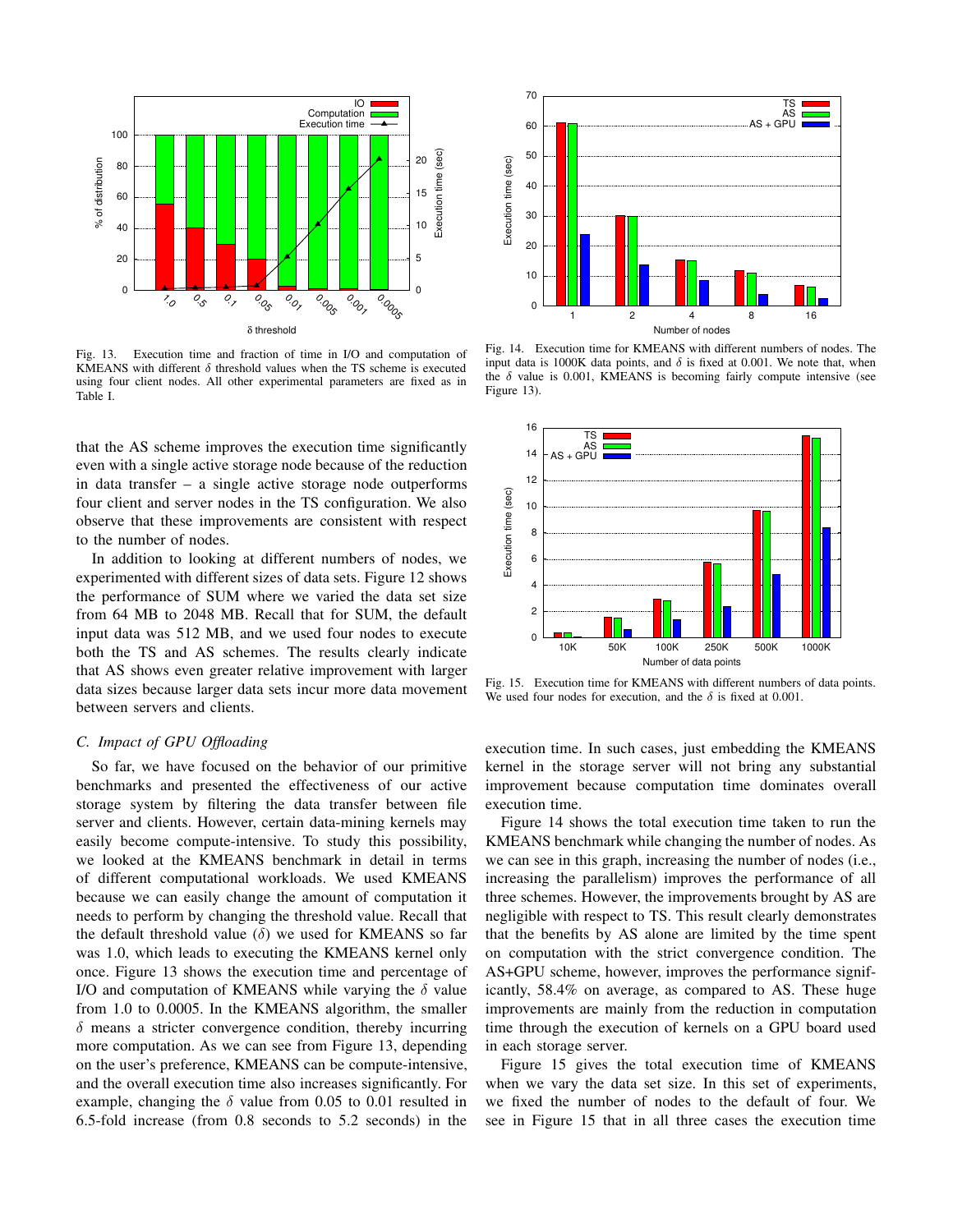Fig. 13. Execution time and fraction of time in I/O and computation of KMEANS with different $\delta$ threshold values when the TS scheme is executed using four client nodes. All other experimental parameters are fixed as in Table I.

Fig. 14. Execution time for KMEANS with different numbers of nodes. The input data is 1000K data points, and $\delta$ is fixed at 0.001. We note that, when the $\delta$ value is 0.001, KMEANS is becoming fairly compute intensive (see Figure 13).

Fig. 15. Execution time for KMEANS with different numbers of data points. We used four nodes for execution, and the $\delta$ is fixed at 0.001.

that the AS scheme improves the execution time significantly even with a single active storage node because of the reduction in data transfer – a single active storage node outperforms four client and server nodes in the TS configuration. We also observe that these improvements are consistent with respect to the number of nodes.

In addition to looking at different numbers of nodes, we experimented with different sizes of data sets. Figure 12 shows the performance of SUM where we varied the data set size from 64 MB to 2048 MB. Recall that for SUM, the default input data was 512 MB, and we used four nodes to execute both the TS and AS schemes. The results clearly indicate that AS shows even greater relative improvement with larger data sizes because larger data sets incur more data movement between servers and clients.

### *C. Impact of GPU Offloading*

So far, we have focused on the behavior of our primitive benchmarks and presented the effectiveness of our active storage system by filtering the data transfer between file server and clients. However, certain data-mining kernels may easily become compute-intensive. To study this possibility, we looked at the KMEANS benchmark in detail in terms of different computational workloads. We used KMEANS because we can easily change the amount of computation it needs to perform by changing the threshold value. Recall that the default threshold value ($\delta$) we used for KMEANS so far was 1.0, which leads to executing the KMEANS kernel only once. Figure 13 shows the execution time and percentage of I/O and computation of KMEANS while varying the $\delta$ value from 1.0 to 0.0005. In the KMEANS algorithm, the smaller $\delta$ means a stricter convergence condition, thereby incurring more computation. As we can see from Figure 13, depending on the user's preference, KMEANS can be compute-intensive, and the overall execution time also increases significantly. For example, changing the $\delta$ value from 0.05 to 0.01 resulted in 6.5-fold increase (from 0.8 seconds to 5.2 seconds) in the execution time. In such cases, just embedding the KMEANS kernel in the storage server will not bring any substantial improvement because computation time dominates overall execution time.

Figure 14 shows the total execution time taken to run the KMEANS benchmark while changing the number of nodes. As we can see in this graph, increasing the number of nodes (i.e., increasing the parallelism) improves the performance of all three schemes. However, the improvements brought by AS are negligible with respect to TS. This result clearly demonstrates that the benefits by AS alone are limited by the time spent on computation with the strict convergence condition. The AS+GPU scheme, however, improves the performance significantly, 58.4% on average, as compared to AS. These huge improvements are mainly from the reduction in computation time through the execution of kernels on a GPU board used in each storage server.

Figure 15 gives the total execution time of KMEANS when we vary the data set size. In this set of experiments, we fixed the number of nodes to the default of four. We see in Figure 15 that in all three cases the execution time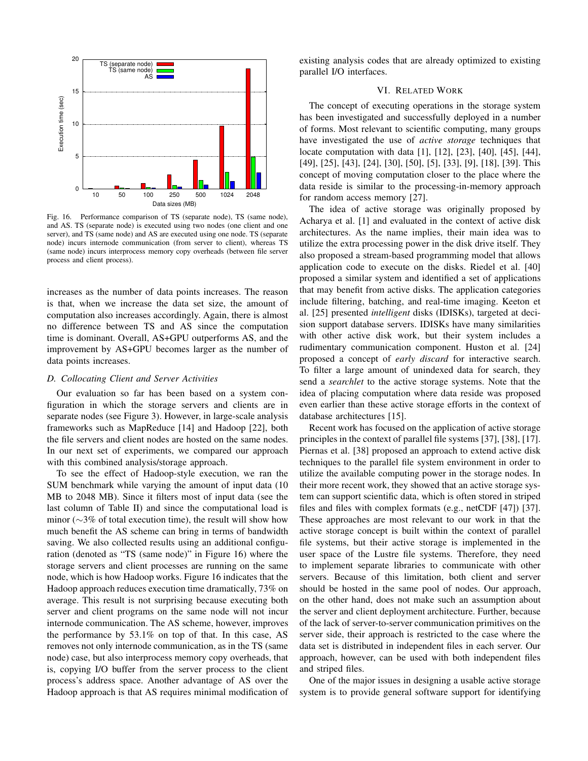Fig. 16. Performance comparison of TS (separate node), TS (same node), and AS. TS (separate node) is executed using two nodes (one client and one server), and TS (same node) and AS are executed using one node. TS (separate node) incurs internode communication (from server to client), whereas TS (same node) incurs interprocess memory copy overheads (between file server process and client process).

increases as the number of data points increases. The reason is that, when we increase the data set size, the amount of computation also increases accordingly. Again, there is almost no difference between TS and AS since the computation time is dominant. Overall, AS+GPU outperforms AS, and the improvement by AS+GPU becomes larger as the number of data points increases.

### D. Collocating Client and Server Activities

Our evaluation so far has been based on a system configuration in which the storage servers and clients are in separate nodes (see Figure 3). However, in large-scale analysis frameworks such as MapReduce [14] and Hadoop [22], both the file servers and client nodes are hosted on the same nodes. In our next set of experiments, we compared our approach with this combined analysis/storage approach.

To see the effect of Hadoop-style execution, we ran the SUM benchmark while varying the amount of input data (10 MB to 2048 MB). Since it filters most of input data (see the last column of Table II) and since the computational load is minor ($\sim$3% of total execution time), the result will show how much benefit the AS scheme can bring in terms of bandwidth saving. We also collected results using an additional configuration (denoted as "TS (same node)" in Figure 16) where the storage servers and client processes are running on the same node, which is how Hadoop works. Figure 16 indicates that the Hadoop approach reduces execution time dramatically, 73% on average. This result is not surprising because executing both server and client programs on the same node will not incur internode communication. The AS scheme, however, improves the performance by 53.1% on top of that. In this case, AS removes not only internode communication, as in the TS (same node) case, but also interprocess memory copy overheads, that is, copying I/O buffer from the server process to the client process's address space. Another advantage of AS over the Hadoop approach is that AS requires minimal modification of existing analysis codes that are already optimized to existing parallel I/O interfaces.

## VI. Related Work

The concept of executing operations in the storage system has been investigated and successfully deployed in a number of forms. Most relevant to scientific computing, many groups have investigated the use of *active storage* techniques that locate computation with data [1], [12], [23], [40], [45], [44], [49], [25], [43], [24], [30], [50], [5], [33], [9], [18], [39]. This concept of moving computation closer to the place where the data reside is similar to the processing-in-memory approach for random access memory [27].

The idea of active storage was originally proposed by Acharya et al. [1] and evaluated in the context of active disk architectures. As the name implies, their main idea was to utilize the extra processing power in the disk drive itself. They also proposed a stream-based programming model that allows application code to execute on the disks. Riedel et al. [40] proposed a similar system and identified a set of applications that may benefit from active disks. The application categories include filtering, batching, and real-time imaging. Keeton et al. [25] presented *intelligent* disks (IDISKs), targeted at decision support database servers. IDISKs have many similarities with other active disk work, but their system includes a rudimentary communication component. Huston et al. [24] proposed a concept of *early discard* for interactive search. To filter a large amount of unindexed data for search, they send a *searchlet* to the active storage systems. Note that the idea of placing computation where data reside was proposed even earlier than these active storage efforts in the context of database architectures [15].

Recent work has focused on the application of active storage principles in the context of parallel file systems [37], [38], [17]. Piernas et al. [38] proposed an approach to extend active disk techniques to the parallel file system environment in order to utilize the available computing power in the storage nodes. In their more recent work, they showed that an active storage system can support scientific data, which is often stored in striped files and files with complex formats (e.g., netCDF [47]) [37]. These approaches are most relevant to our work in that the active storage concept is built within the context of parallel file systems, but their active storage is implemented in the user space of the Lustre file systems. Therefore, they need to implement separate libraries to communicate with other servers. Because of this limitation, both client and server should be hosted in the same pool of nodes. Our approach, on the other hand, does not make such an assumption about the server and client deployment architecture. Further, because of the lack of server-to-server communication primitives on the server side, their approach is restricted to the case where the data set is distributed in independent files in each server. Our approach, however, can be used with both independent files and striped files.

One of the major issues in designing a usable active storage system is to provide general software support for identifying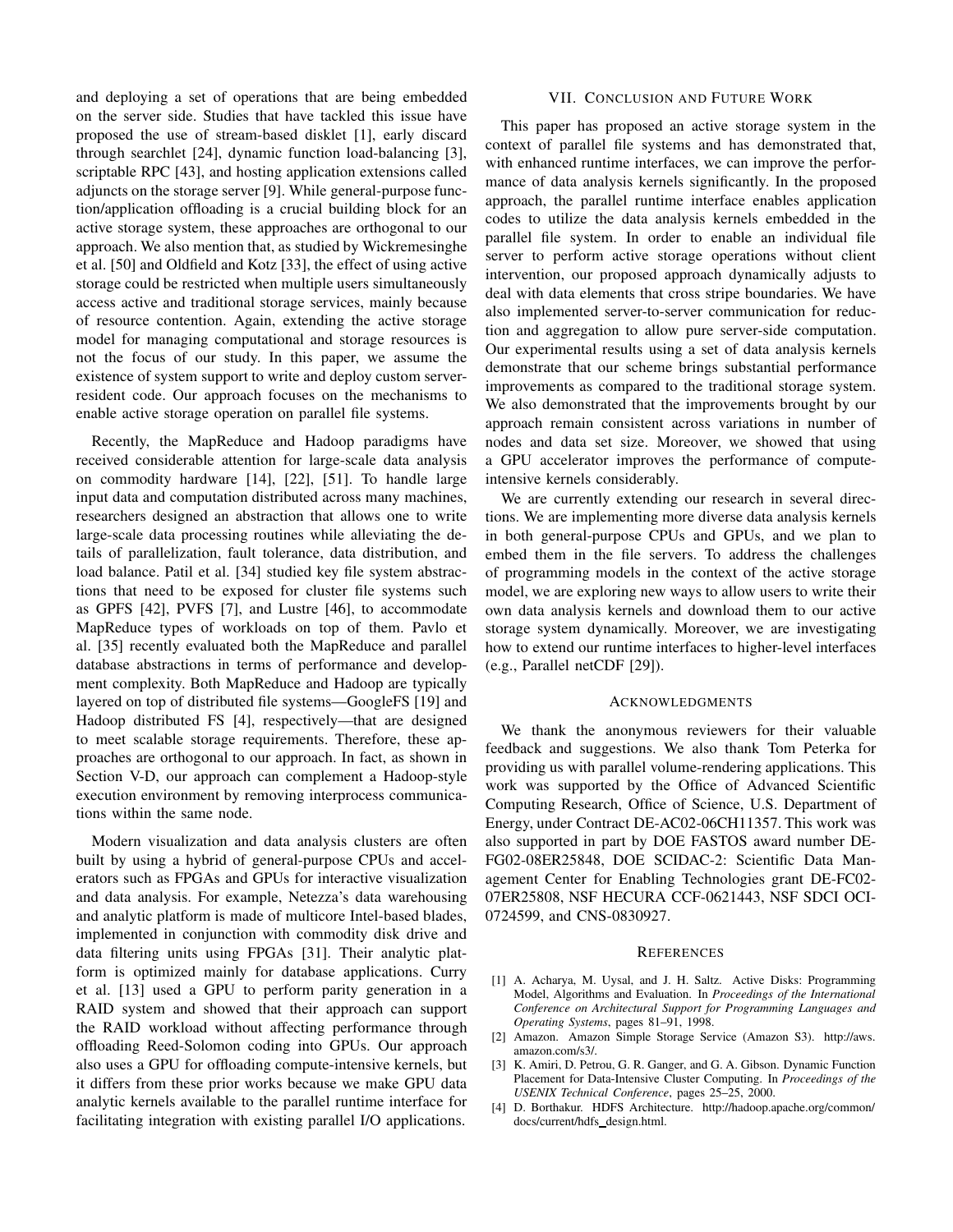and deploying a set of operations that are being embedded on the server side. Studies that have tackled this issue have proposed the use of stream-based disklet [1], early discard through searchlet [24], dynamic function load-balancing [3], scriptable RPC [43], and hosting application extensions called adjuncts on the storage server [9]. While general-purpose function/application offloading is a crucial building block for an active storage system, these approaches are orthogonal to our approach. We also mention that, as studied by Wickremesinghe et al. [50] and Oldfield and Kotz [33], the effect of using active storage could be restricted when multiple users simultaneously access active and traditional storage services, mainly because of resource contention. Again, extending the active storage model for managing computational and storage resources is not the focus of our study. In this paper, we assume the existence of system support to write and deploy custom server-resident code. Our approach focuses on the mechanisms to enable active storage operation on parallel file systems.

Recently, the MapReduce and Hadoop paradigms have received considerable attention for large-scale data analysis on commodity hardware [14], [22], [51]. To handle large input data and computation distributed across many machines, researchers designed an abstraction that allows one to write large-scale data processing routines while alleviating the details of parallelization, fault tolerance, data distribution, and load balance. Patil et al. [34] studied key file system abstractions that need to be exposed for cluster file systems such as GPFS [42], PVFS [7], and Lustre [46], to accommodate MapReduce types of workloads on top of them. Pavlo et al. [35] recently evaluated both the MapReduce and parallel database abstractions in terms of performance and development complexity. Both MapReduce and Hadoop are typically layered on top of distributed file systems—GoogleFS [19] and Hadoop distributed FS [4], respectively—that are designed to meet scalable storage requirements. Therefore, these approaches are orthogonal to our approach. In fact, as shown in Section V-D, our approach can complement a Hadoop-style execution environment by removing interprocess communications within the same node.

Modern visualization and data analysis clusters are often built by using a hybrid of general-purpose CPUs and accelerators such as FPGAs and GPUs for interactive visualization and data analysis. For example, Netezza's data warehousing and analytic platform is made of multicore Intel-based blades, implemented in conjunction with commodity disk drive and data filtering units using FPGAs [31]. Their analytic platform is optimized mainly for database applications. Curry et al. [13] used a GPU to perform parity generation in a RAID system and showed that their approach can support the RAID workload without affecting performance through offloading Reed-Solomon coding into GPUs. Our approach also uses a GPU for offloading compute-intensive kernels, but it differs from these prior works because we make GPU data analytic kernels available to the parallel runtime interface for facilitating integration with existing parallel I/O applications.

## VII. Conclusion and Future Work

This paper has proposed an active storage system in the context of parallel file systems and has demonstrated that, with enhanced runtime interfaces, we can improve the performance of data analysis kernels significantly. In the proposed approach, the parallel runtime interface enables application codes to utilize the data analysis kernels embedded in the parallel file system. In order to enable an individual file server to perform active storage operations without client intervention, our proposed approach dynamically adjusts to deal with data elements that cross stripe boundaries. We have also implemented server-to-server communication for reduction and aggregation to allow pure server-side computation. Our experimental results using a set of data analysis kernels demonstrate that our scheme brings substantial performance improvements as compared to the traditional storage system. We also demonstrated that the improvements brought by our approach remain consistent across variations in number of nodes and data set size. Moreover, we showed that using a GPU accelerator improves the performance of compute-intensive kernels considerably.

We are currently extending our research in several directions. We are implementing more diverse data analysis kernels in both general-purpose CPUs and GPUs, and we plan to embed them in the file servers. To address the challenges of programming models in the context of the active storage model, we are exploring new ways to allow users to write their own data analysis kernels and download them to our active storage system dynamically. Moreover, we are investigating how to extend our runtime interfaces to higher-level interfaces (e.g., Parallel netCDF [29]).

## Acknowledgments

We thank the anonymous reviewers for their valuable feedback and suggestions. We also thank Tom Peterka for providing us with parallel volume-rendering applications. This work was supported by the Office of Advanced Scientific Computing Research, Office of Science, U.S. Department of Energy, under Contract DE-AC02-06CH11357. This work was also supported in part by DOE FASTOS award number DE-FG02-08ER25848, DOE SCIDAC-2: Scientific Data Management Center for Enabling Technologies grant DE-FC02-07ER25808, NSF HECURA CCF-0621443, NSF SDCI OCI-0724599, and CNS-0830927.

## References

[1] A. Acharya, M. Uysal, and J. H. Saltz. Active Disks: Programming Model, Algorithms and Evaluation. In *Proceedings of the International Conference on Architectural Support for Programming Languages and Operating Systems*, pages 81–91, 1998.

[2] Amazon. Amazon Simple Storage Service (Amazon S3). http://aws.amazon.com/s3/.

[3] K. Amiri, D. Petrou, G. R. Ganger, and G. A. Gibson. Dynamic Function Placement for Data-Intensive Cluster Computing. In *Proceedings of the USENIX Technical Conference*, pages 25–25, 2000.

[4] D. Borthakur. HDFS Architecture. http://hadoop.apache.org/common/docs/current/hdfs_design.html.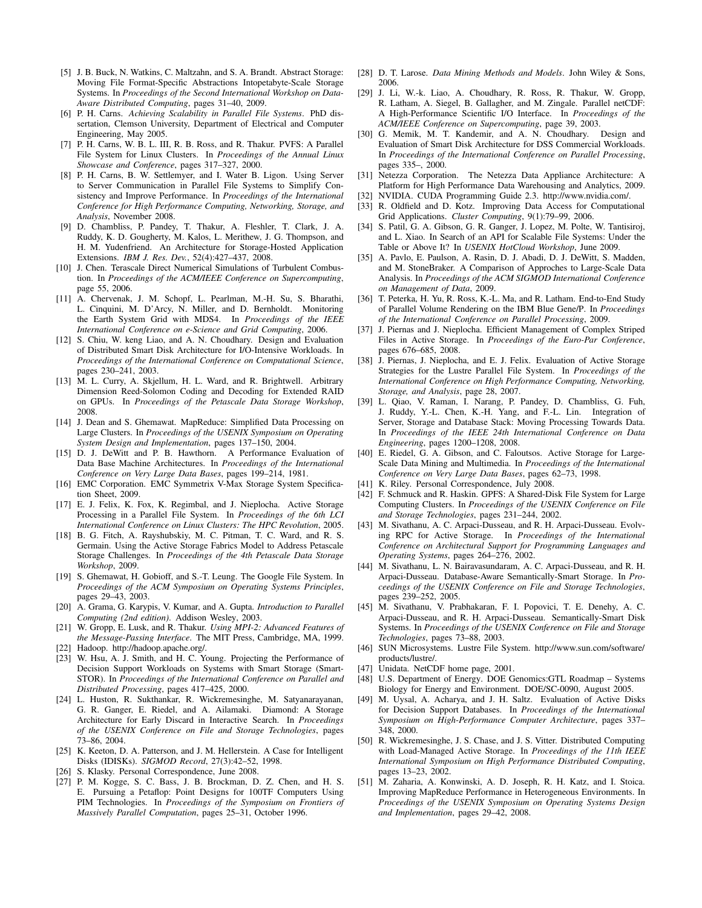[5] J. B. Buck, N. Watkins, C. Maltzahn, and S. A. Brandt. Abstract Storage: Moving File Format-Specific Abstractions Intopetabyte-Scale Storage Systems. In *Proceedings of the Second International Workshop on Data-Aware Distributed Computing*, pages 31–40, 2009.

[6] P. H. Carns. *Achieving Scalability in Parallel File Systems*. PhD dissertation, Clemson University, Department of Electrical and Computer Engineering, May 2005.

[7] P. H. Carns, W. B. L. III, R. B. Ross, and R. Thakur. PVFS: A Parallel File System for Linux Clusters. In *Proceedings of the Annual Linux Showcase and Conference*, pages 317–327, 2000.

[8] P. H. Carns, B. W. Settlemyer, and I. Water B. Ligon. Using Server to Server Communication in Parallel File Systems to Simplify Consistency and Improve Performance. In *Proceedings of the International Conference for High Performance Computing, Networking, Storage, and Analysis*, November 2008.

[9] D. Chambliss, P. Pandey, T. Thakur, A. Fleshler, T. Clark, J. A. Ruddy, K. D. Gougherty, M. Kalos, L. Merithew, J. G. Thompson, and H. M. Yudenfriend. An Architecture for Storage-Hosted Application Extensions. *IBM J. Res. Dev.*, 52(4):427–437, 2008.

[10] J. Chen. Terascale Direct Numerical Simulations of Turbulent Combustion. In *Proceedings of the ACM/IEEE Conference on Supercomputing*, page 55, 2006.

[11] A. Chervenak, J. M. Schopf, L. Pearlman, M.-H. Su, S. Bharathi, L. Cinquini, M. D'Arcy, N. Miller, and D. Bernholdt. Monitoring the Earth System Grid with MDS4. In *Proceedings of the IEEE International Conference on e-Science and Grid Computing*, 2006.

[12] S. Chiu, W. keng Liao, and A. N. Choudhary. Design and Evaluation of Distributed Smart Disk Architecture for I/O-Intensive Workloads. In *Proceedings of the International Conference on Computational Science*, pages 230–241, 2003.

[13] M. L. Curry, A. Skjellum, H. L. Ward, and R. Brightwell. Arbitrary Dimension Reed-Solomon Coding and Decoding for Extended RAID on GPUs. In *Proceedings of the Petascale Data Storage Workshop*, 2008.

[14] J. Dean and S. Ghemawat. MapReduce: Simplified Data Processing on Large Clusters. In *Proceedings of the USENIX Symposium on Operating System Design and Implementation*, pages 137–150, 2004.

[15] D. J. DeWitt and P. B. Hawthorn. A Performance Evaluation of Data Base Machine Architectures. In *Proceedings of the International Conference on Very Large Data Bases*, pages 199–214, 1981.

[16] EMC Corporation. EMC Symmetrix V-Max Storage System Specification Sheet, 2009.

[17] E. J. Felix, K. Fox, K. Regimbal, and J. Nieplocha. Active Storage Processing in a Parallel File System. In *Proceedings of the 6th LCI International Conference on Linux Clusters: The HPC Revolution*, 2005.

[18] B. G. Fitch, A. Rayshubskiy, M. C. Pitman, T. C. Ward, and R. S. Germain. Using the Active Storage Fabrics Model to Address Petascale Storage Challenges. In *Proceedings of the 4th Petascale Data Storage Workshop*, 2009.

[19] S. Ghemawat, H. Gobioff, and S.-T. Leung. The Google File System. In *Proceedings of the ACM Symposium on Operating Systems Principles*, pages 29–43, 2003.

[20] A. Grama, G. Karypis, V. Kumar, and A. Gupta. *Introduction to Parallel Computing (2nd edition)*. Addison Wesley, 2003.

[21] W. Gropp, E. Lusk, and R. Thakur. *Using MPI-2: Advanced Features of the Message-Passing Interface*. The MIT Press, Cambridge, MA, 1999.

[22] Hadoop. http://hadoop.apache.org/.

[23] W. Hsu, A. J. Smith, and H. C. Young. Projecting the Performance of Decision Support Workloads on Systems with Smart Storage (SmartSTOR). In *Proceedings of the International Conference on Parallel and Distributed Processing*, pages 417–425, 2000.

[24] L. Huston, R. Sukthankar, R. Wickremesinghe, M. Satyanarayanan, G. R. Ganger, E. Riedel, and A. Ailamaki. Diamond: A Storage Architecture for Early Discard in Interactive Search. In *Proceedings of the USENIX Conference on File and Storage Technologies*, pages 73–86, 2004.

[25] K. Keeton, D. A. Patterson, and J. M. Hellerstein. A Case for Intelligent Disks (IDISKs). *SIGMOD Record*, 27(3):42–52, 1998.

[26] S. Klasky. Personal Correspondence, June 2008.

[27] P. M. Kogge, S. C. Bass, J. B. Brockman, D. Z. Chen, and H. S. E. Pursuing a Petaflop: Point Designs for 100TF Computers Using PIM Technologies. In *Proceedings of the Symposium on Frontiers of Massively Parallel Computation*, pages 25–31, October 1996.

[28] D. T. Larose. *Data Mining Methods and Models*. John Wiley & Sons, 2006.

[29] J. Li, W.-k. Liao, A. Choudhary, R. Ross, R. Thakur, W. Gropp, R. Latham, A. Siegel, B. Gallagher, and M. Zingale. Parallel netCDF: A High-Performance Scientific I/O Interface. In *Proceedings of the ACM/IEEE Conference on Supercomputing*, page 39, 2003.

[30] G. Memik, M. T. Kandemir, and A. N. Choudhary. Design and Evaluation of Smart Disk Architecture for DSS Commercial Workloads. In *Proceedings of the International Conference on Parallel Processing*, pages 335–, 2000.

[31] Netezza Corporation. The Netezza Data Appliance Architecture: A Platform for High Performance Data Warehousing and Analytics, 2009.

[32] NVIDIA. CUDA Programming Guide 2.3. http://www.nvidia.com/.

[33] R. Oldfield and D. Kotz. Improving Data Access for Computational Grid Applications. *Cluster Computing*, 9(1):79–99, 2006.

[34] S. Patil, G. A. Gibson, G. R. Ganger, J. Lopez, M. Polte, W. Tantisiroj, and L. Xiao. In Search of an API for Scalable File Systems: Under the Table or Above It? In *USENIX HotCloud Workshop*, June 2009.

[35] A. Pavlo, E. Paulson, A. Rasin, D. J. Abadi, D. J. DeWitt, S. Madden, and M. StoneBraker. A Comparison of Approches to Large-Scale Data Analysis. In *Proceedings of the ACM SIGMOD International Conference on Management of Data*, 2009.

[36] T. Peterka, H. Yu, R. Ross, K.-L. Ma, and R. Latham. End-to-End Study of Parallel Volume Rendering on the IBM Blue Gene/P. In *Proceedings of the International Conference on Parallel Processing*, 2009.

[37] J. Piernas and J. Nieplocha. Efficient Management of Complex Striped Files in Active Storage. In *Proceedings of the Euro-Par Conference*, pages 676–685, 2008.

[38] J. Piernas, J. Nieplocha, and E. J. Felix. Evaluation of Active Storage Strategies for the Lustre Parallel File System. In *Proceedings of the International Conference on High Performance Computing, Networking, Storage, and Analysis*, page 28, 2007.

[39] L. Qiao, V. Raman, I. Narang, P. Pandey, D. Chambliss, G. Fuh, J. Ruddy, Y.-L. Chen, K.-H. Yang, and F.-L. Lin. Integration of Server, Storage and Database Stack: Moving Processing Towards Data. In *Proceedings of the IEEE 24th International Conference on Data Engineering*, pages 1200–1208, 2008.

[40] E. Riedel, G. A. Gibson, and C. Faloutsos. Active Storage for Large-Scale Data Mining and Multimedia. In *Proceedings of the International Conference on Very Large Data Bases*, pages 62–73, 1998.

[41] K. Riley. Personal Correspondence, July 2008.

[42] F. Schmuck and R. Haskin. GPFS: A Shared-Disk File System for Large Computing Clusters. In *Proceedings of the USENIX Conference on File and Storage Technologies*, pages 231–244, 2002.

[43] M. Sivathanu, A. C. Arpaci-Dusseau, and R. H. Arpaci-Dusseau. Evolving RPC for Active Storage. In *Proceedings of the International Conference on Architectural Support for Programming Languages and Operating Systems*, pages 264–276, 2002.

[44] M. Sivathanu, L. N. Bairavasundaram, A. C. Arpaci-Dusseau, and R. H. Arpaci-Dusseau. Database-Aware Semantically-Smart Storage. In *Proceedings of the USENIX Conference on File and Storage Technologies*, pages 239–252, 2005.

[45] M. Sivathanu, V. Prabhakaran, F. I. Popovici, T. E. Denehy, A. C. Arpaci-Dusseau, and R. H. Arpaci-Dusseau. Semantically-Smart Disk Systems. In *Proceedings of the USENIX Conference on File and Storage Technologies*, pages 73–88, 2003.

[46] SUN Microsystems. Lustre File System. http://www.sun.com/software/products/lustre/.

[47] Unidata. NetCDF home page, 2001.

[48] U.S. Department of Energy. DOE Genomics:GTL Roadmap – Systems Biology for Energy and Environment. DOE/SC-0090, August 2005.

[49] M. Uysal, A. Acharya, and J. H. Saltz. Evaluation of Active Disks for Decision Support Databases. In *Proceedings of the International Symposium on High-Performance Computer Architecture*, pages 337–348, 2000.

[50] R. Wickremesinghe, J. S. Chase, and J. S. Vitter. Distributed Computing with Load-Managed Active Storage. In *Proceedings of the 11th IEEE International Symposium on High Performance Distributed Computing*, pages 13–23, 2002.

[51] M. Zaharia, A. Konwinski, A. D. Joseph, R. H. Katz, and I. Stoica. Improving MapReduce Performance in Heterogeneous Environments. In *Proceedings of the USENIX Symposium on Operating Systems Design and Implementation*, pages 29–42, 2008.